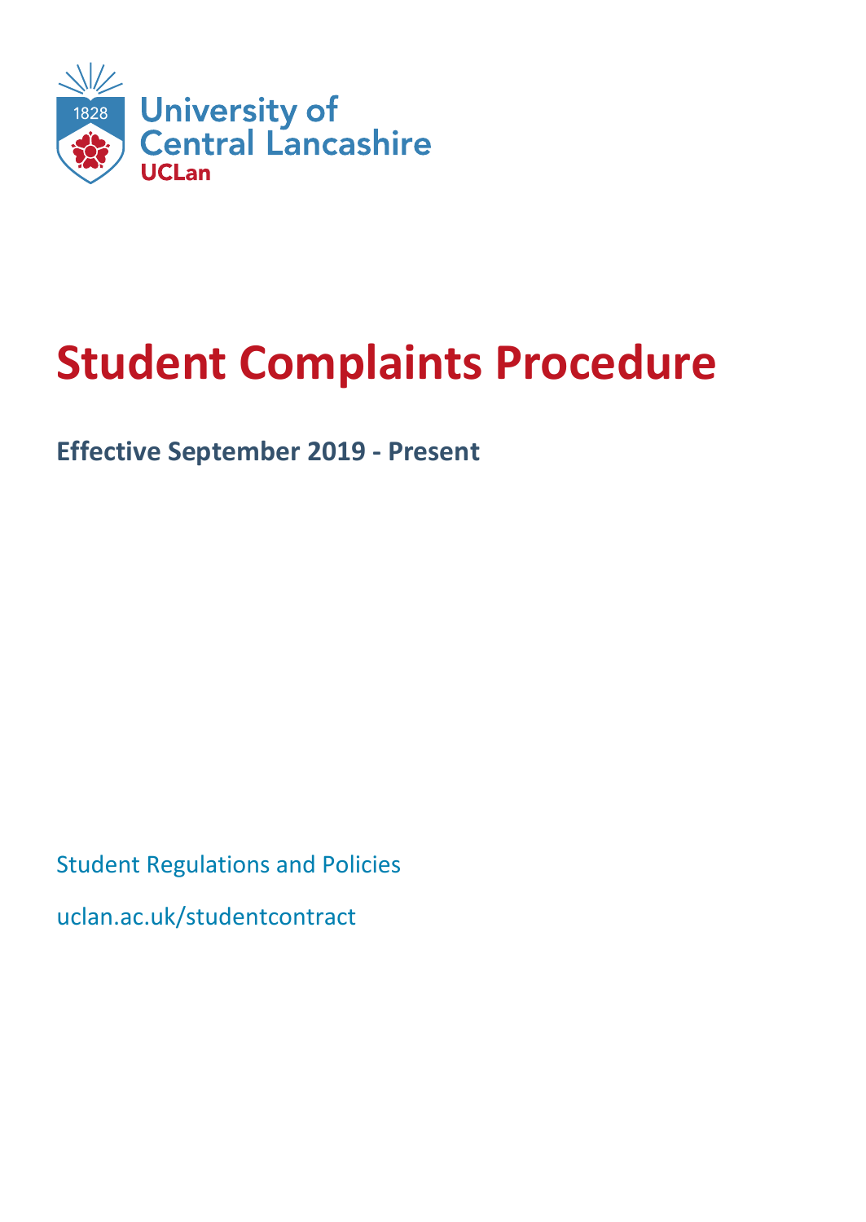University of Central Lancashire

UCLan

# Student Complaints Procedure

**Effective September 2019 - Present**

Student Regulations and Policies

uclan.ac.uk/studentcontract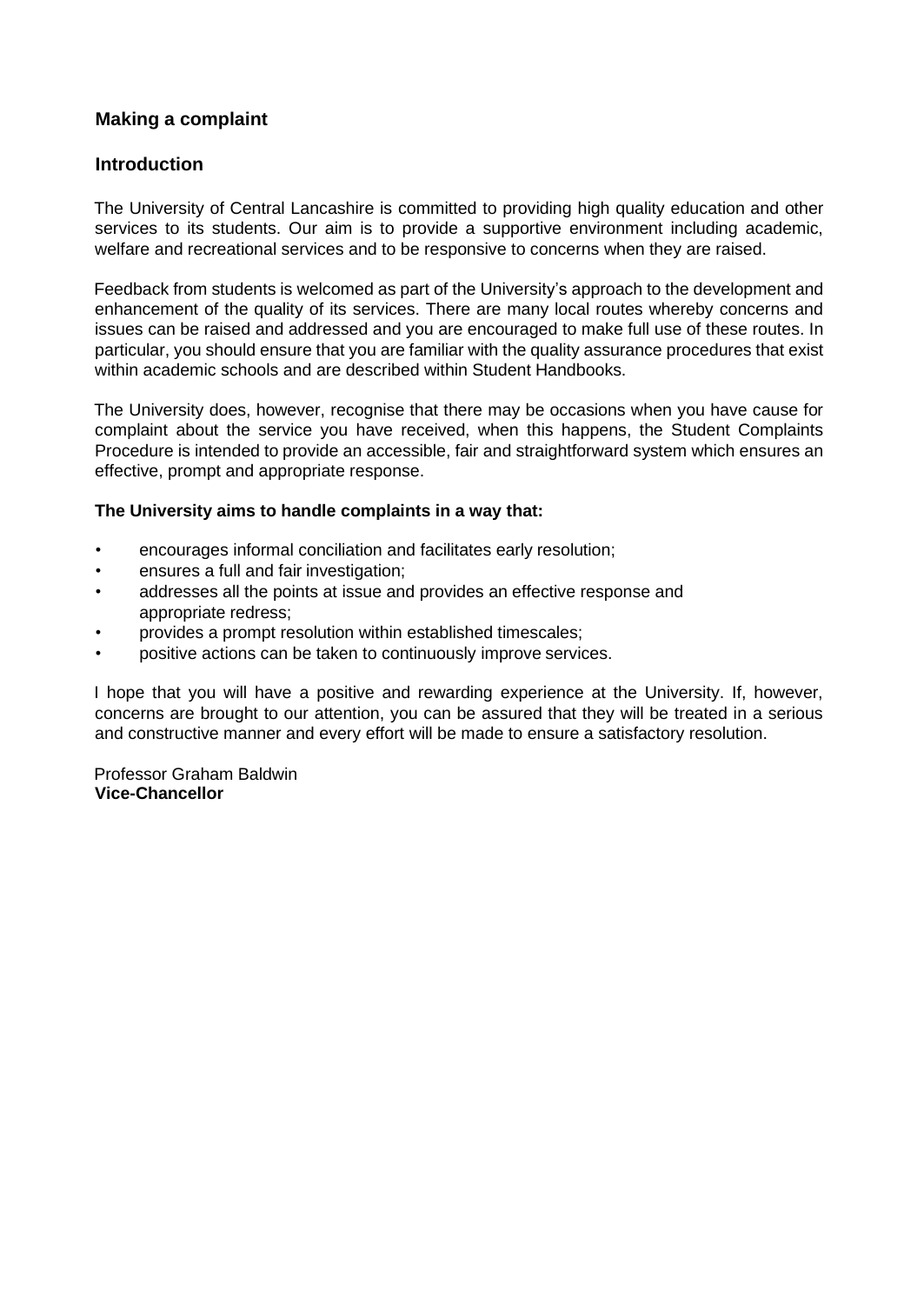## Making a complaint

### Introduction

The University of Central Lancashire is committed to providing high quality education and other services to its students. Our aim is to provide a supportive environment including academic, welfare and recreational services and to be responsive to concerns when they are raised.

Feedback from students is welcomed as part of the University's approach to the development and enhancement of the quality of its services. There are many local routes whereby concerns and issues can be raised and addressed and you are encouraged to make full use of these routes. In particular, you should ensure that you are familiar with the quality assurance procedures that exist within academic schools and are described within Student Handbooks.

The University does, however, recognise that there may be occasions when you have cause for complaint about the service you have received, when this happens, the Student Complaints Procedure is intended to provide an accessible, fair and straightforward system which ensures an effective, prompt and appropriate response.

**The University aims to handle complaints in a way that:**

- encourages informal conciliation and facilitates early resolution;
- ensures a full and fair investigation;
- addresses all the points at issue and provides an effective response and appropriate redress;
- provides a prompt resolution within established timescales;
- positive actions can be taken to continuously improve services.

I hope that you will have a positive and rewarding experience at the University. If, however, concerns are brought to our attention, you can be assured that they will be treated in a serious and constructive manner and every effort will be made to ensure a satisfactory resolution.

Professor Graham Baldwin
**Vice-Chancellor**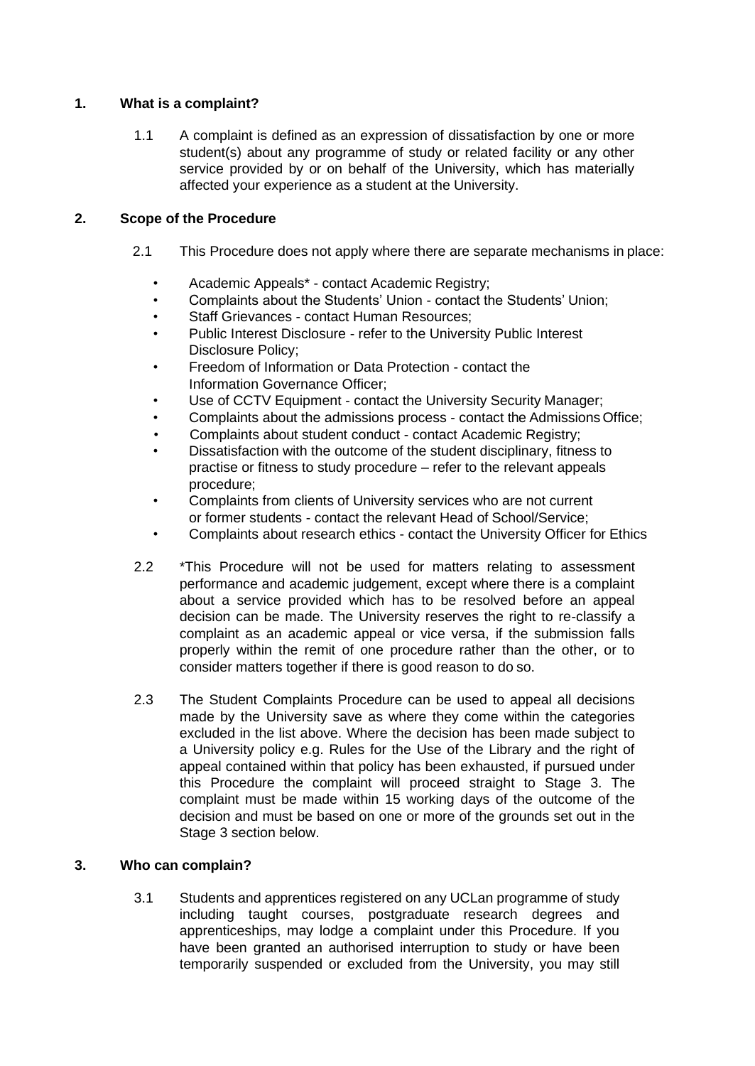## 1. What is a complaint?

1.1 A complaint is defined as an expression of dissatisfaction by one or more student(s) about any programme of study or related facility or any other service provided by or on behalf of the University, which has materially affected your experience as a student at the University.

## 2. Scope of the Procedure

2.1 This Procedure does not apply where there are separate mechanisms in place:

- Academic Appeals* - contact Academic Registry;
- Complaints about the Students' Union - contact the Students' Union;
- Staff Grievances - contact Human Resources;
- Public Interest Disclosure - refer to the University Public Interest Disclosure Policy;
- Freedom of Information or Data Protection - contact the Information Governance Officer;
- Use of CCTV Equipment - contact the University Security Manager;
- Complaints about the admissions process - contact the Admissions Office;
- Complaints about student conduct - contact Academic Registry;
- Dissatisfaction with the outcome of the student disciplinary, fitness to practise or fitness to study procedure – refer to the relevant appeals procedure;
- Complaints from clients of University services who are not current or former students - contact the relevant Head of School/Service;
- Complaints about research ethics - contact the University Officer for Ethics

2.2 *This Procedure will not be used for matters relating to assessment performance and academic judgement, except where there is a complaint about a service provided which has to be resolved before an appeal decision can be made. The University reserves the right to re-classify a complaint as an academic appeal or vice versa, if the submission falls properly within the remit of one procedure rather than the other, or to consider matters together if there is good reason to do so.

2.3 The Student Complaints Procedure can be used to appeal all decisions made by the University save as where they come within the categories excluded in the list above. Where the decision has been made subject to a University policy e.g. Rules for the Use of the Library and the right of appeal contained within that policy has been exhausted, if pursued under this Procedure the complaint will proceed straight to Stage 3. The complaint must be made within 15 working days of the outcome of the decision and must be based on one or more of the grounds set out in the Stage 3 section below.

## 3. Who can complain?

3.1 Students and apprentices registered on any UCLan programme of study including taught courses, postgraduate research degrees and apprenticeships, may lodge a complaint under this Procedure. If you have been granted an authorised interruption to study or have been temporarily suspended or excluded from the University, you may still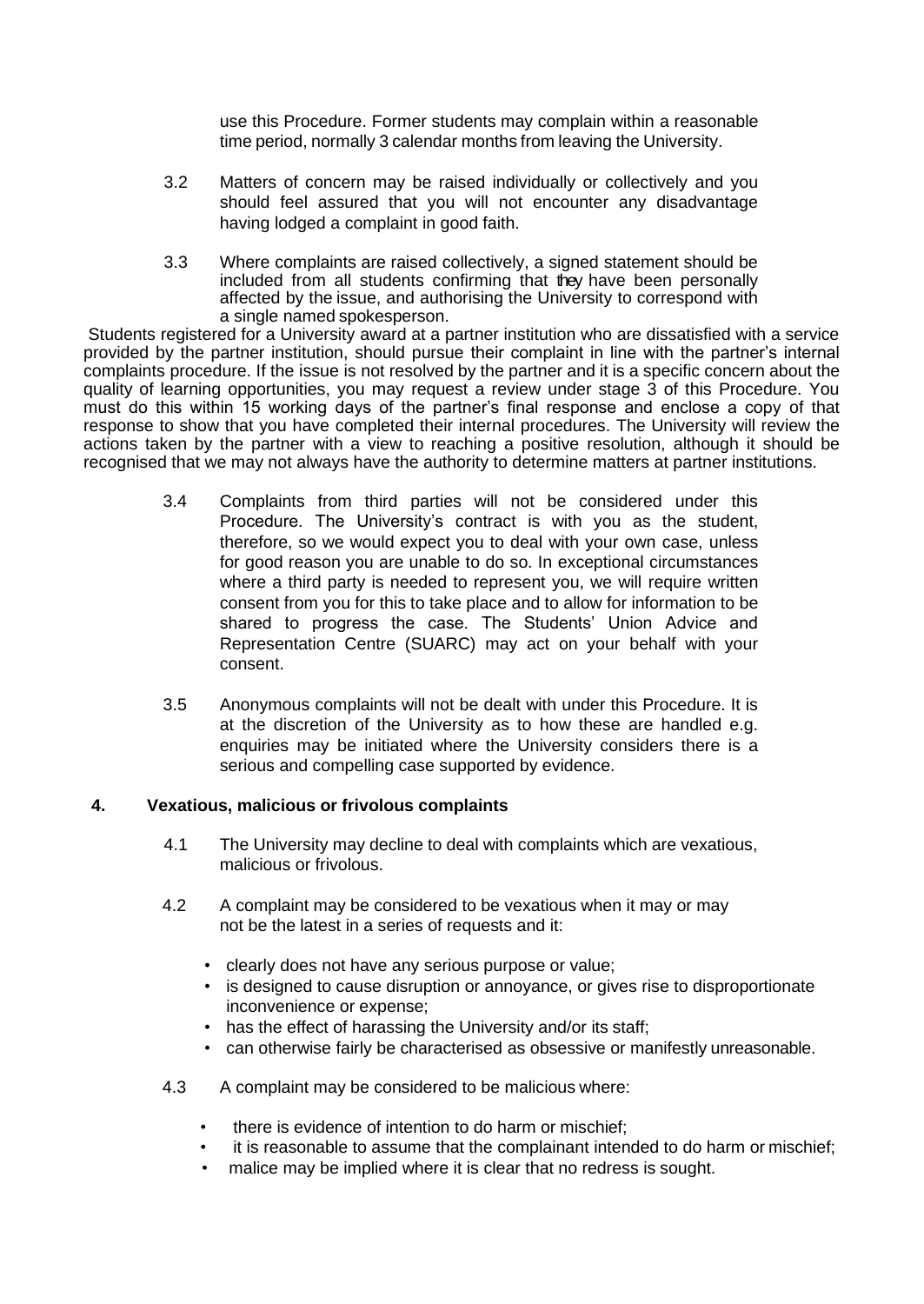use this Procedure. Former students may complain within a reasonable time period, normally 3 calendar months from leaving the University.

3.2 Matters of concern may be raised individually or collectively and you should feel assured that you will not encounter any disadvantage having lodged a complaint in good faith.

3.3 Where complaints are raised collectively, a signed statement should be included from all students confirming that they have been personally affected by the issue, and authorising the University to correspond with a single named spokesperson.

Students registered for a University award at a partner institution who are dissatisfied with a service provided by the partner institution, should pursue their complaint in line with the partner's internal complaints procedure. If the issue is not resolved by the partner and it is a specific concern about the quality of learning opportunities, you may request a review under stage 3 of this Procedure. You must do this within 15 working days of the partner's final response and enclose a copy of that response to show that you have completed their internal procedures. The University will review the actions taken by the partner with a view to reaching a positive resolution, although it should be recognised that we may not always have the authority to determine matters at partner institutions.

3.4 Complaints from third parties will not be considered under this Procedure. The University's contract is with you as the student, therefore, so we would expect you to deal with your own case, unless for good reason you are unable to do so. In exceptional circumstances where a third party is needed to represent you, we will require written consent from you for this to take place and to allow for information to be shared to progress the case. The Students' Union Advice and Representation Centre (SUARC) may act on your behalf with your consent.

3.5 Anonymous complaints will not be dealt with under this Procedure. It is at the discretion of the University as to how these are handled e.g. enquiries may be initiated where the University considers there is a serious and compelling case supported by evidence.

## 4. Vexatious, malicious or frivolous complaints

4.1 The University may decline to deal with complaints which are vexatious, malicious or frivolous.

4.2 A complaint may be considered to be vexatious when it may or may not be the latest in a series of requests and it:

- clearly does not have any serious purpose or value;
- is designed to cause disruption or annoyance, or gives rise to disproportionate inconvenience or expense;
- has the effect of harassing the University and/or its staff;
- can otherwise fairly be characterised as obsessive or manifestly unreasonable.

4.3 A complaint may be considered to be malicious where:

- there is evidence of intention to do harm or mischief;
- it is reasonable to assume that the complainant intended to do harm or mischief;
- malice may be implied where it is clear that no redress is sought.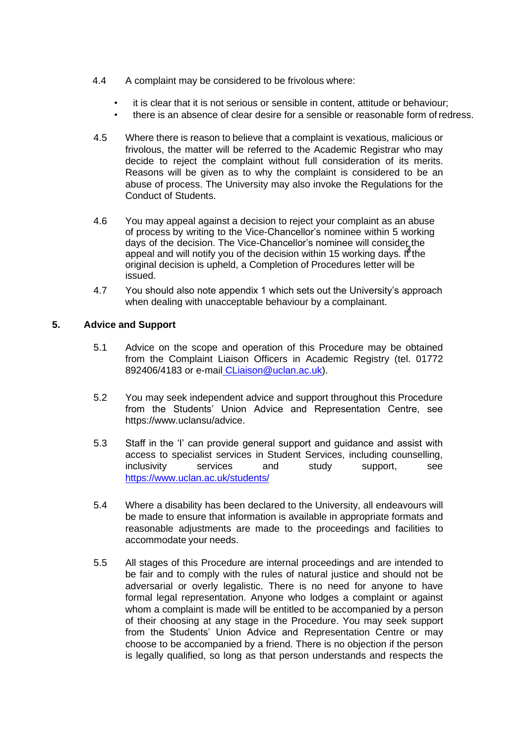4.4 A complaint may be considered to be frivolous where:

- it is clear that it is not serious or sensible in content, attitude or behaviour;
- there is an absence of clear desire for a sensible or reasonable form of redress.

4.5 Where there is reason to believe that a complaint is vexatious, malicious or frivolous, the matter will be referred to the Academic Registrar who may decide to reject the complaint without full consideration of its merits. Reasons will be given as to why the complaint is considered to be an abuse of process. The University may also invoke the Regulations for the Conduct of Students.

4.6 You may appeal against a decision to reject your complaint as an abuse of process by writing to the Vice-Chancellor's nominee within 5 working days of the decision. The Vice-Chancellor's nominee will consider the appeal and will notify you of the decision within 15 working days. If the original decision is upheld, a Completion of Procedures letter will be issued.

4.7 You should also note appendix 1 which sets out the University's approach when dealing with unacceptable behaviour by a complainant.

## 5. Advice and Support

5.1 Advice on the scope and operation of this Procedure may be obtained from the Complaint Liaison Officers in Academic Registry (tel. 01772 892406/4183 or e-mail CLiaison@uclan.ac.uk).

5.2 You may seek independent advice and support throughout this Procedure from the Students' Union Advice and Representation Centre, see https://www.uclansu/advice.

5.3 Staff in the 'I' can provide general support and guidance and assist with access to specialist services in Student Services, including counselling, inclusivity services and study support, see https://www.uclan.ac.uk/students/

5.4 Where a disability has been declared to the University, all endeavours will be made to ensure that information is available in appropriate formats and reasonable adjustments are made to the proceedings and facilities to accommodate your needs.

5.5 All stages of this Procedure are internal proceedings and are intended to be fair and to comply with the rules of natural justice and should not be adversarial or overly legalistic. There is no need for anyone to have formal legal representation. Anyone who lodges a complaint or against whom a complaint is made will be entitled to be accompanied by a person of their choosing at any stage in the Procedure. You may seek support from the Students' Union Advice and Representation Centre or may choose to be accompanied by a friend. There is no objection if the person is legally qualified, so long as that person understands and respects the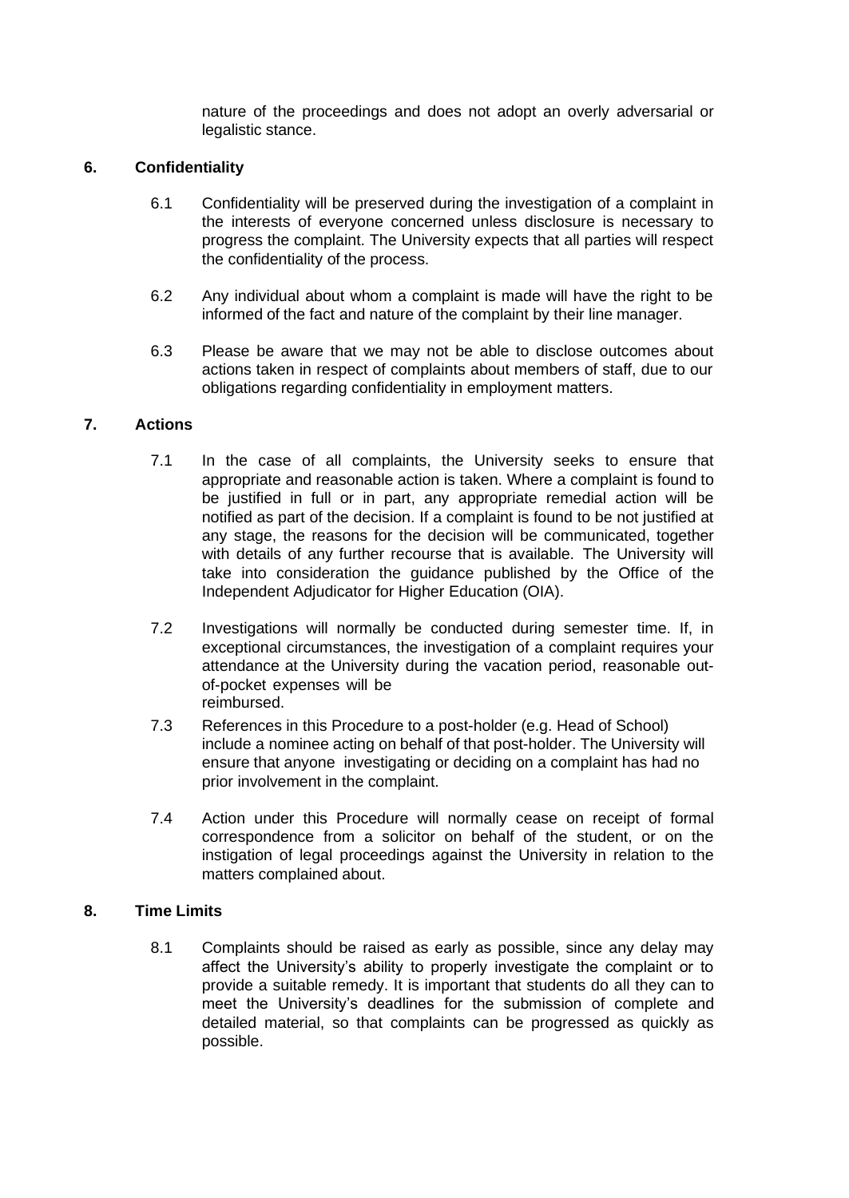nature of the proceedings and does not adopt an overly adversarial or legalistic stance.

## 6. Confidentiality

6.1 Confidentiality will be preserved during the investigation of a complaint in the interests of everyone concerned unless disclosure is necessary to progress the complaint. The University expects that all parties will respect the confidentiality of the process.

6.2 Any individual about whom a complaint is made will have the right to be informed of the fact and nature of the complaint by their line manager.

6.3 Please be aware that we may not be able to disclose outcomes about actions taken in respect of complaints about members of staff, due to our obligations regarding confidentiality in employment matters.

## 7. Actions

7.1 In the case of all complaints, the University seeks to ensure that appropriate and reasonable action is taken. Where a complaint is found to be justified in full or in part, any appropriate remedial action will be notified as part of the decision. If a complaint is found to be not justified at any stage, the reasons for the decision will be communicated, together with details of any further recourse that is available. The University will take into consideration the guidance published by the Office of the Independent Adjudicator for Higher Education (OIA).

7.2 Investigations will normally be conducted during semester time. If, in exceptional circumstances, the investigation of a complaint requires your attendance at the University during the vacation period, reasonable out-of-pocket expenses will be reimbursed.

7.3 References in this Procedure to a post-holder (e.g. Head of School) include a nominee acting on behalf of that post-holder. The University will ensure that anyone investigating or deciding on a complaint has had no prior involvement in the complaint.

7.4 Action under this Procedure will normally cease on receipt of formal correspondence from a solicitor on behalf of the student, or on the instigation of legal proceedings against the University in relation to the matters complained about.

## 8. Time Limits

8.1 Complaints should be raised as early as possible, since any delay may affect the University's ability to properly investigate the complaint or to provide a suitable remedy. It is important that students do all they can to meet the University's deadlines for the submission of complete and detailed material, so that complaints can be progressed as quickly as possible.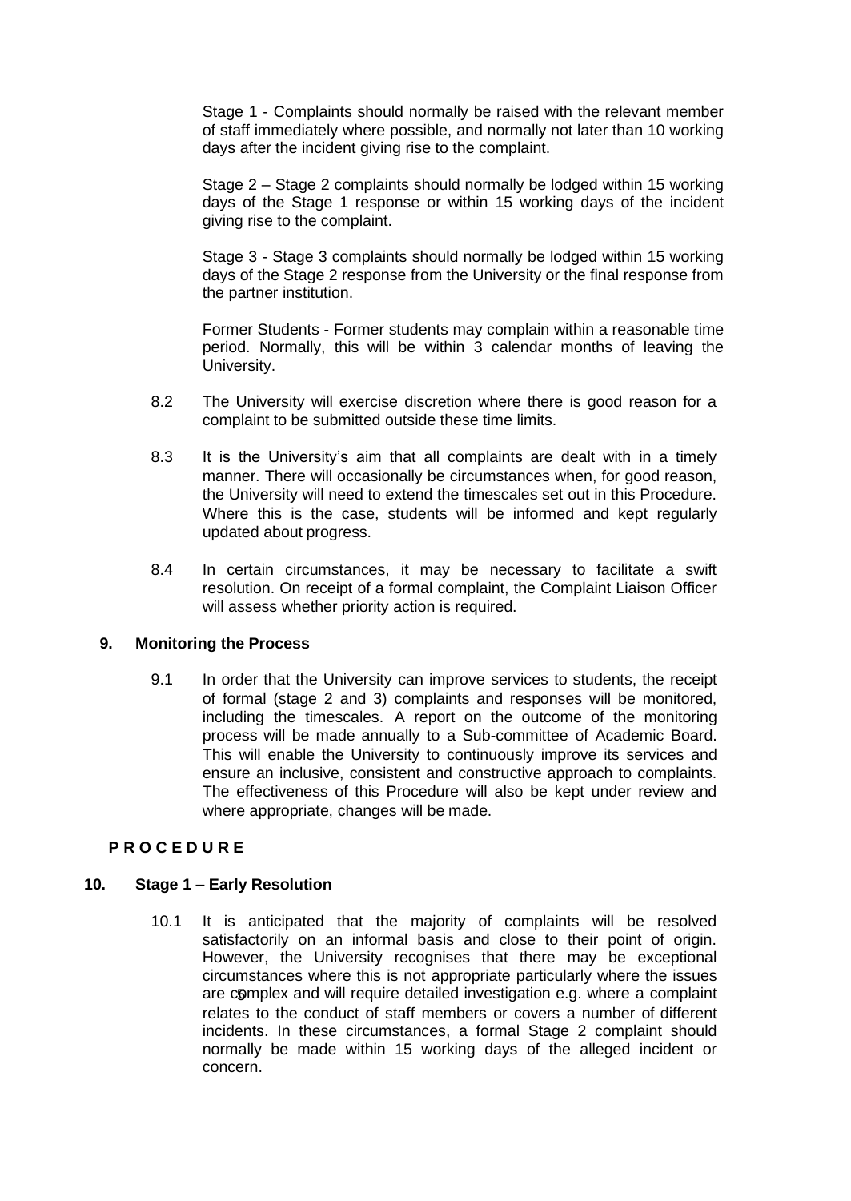Stage 1 - Complaints should normally be raised with the relevant member of staff immediately where possible, and normally not later than 10 working days after the incident giving rise to the complaint.

Stage 2 – Stage 2 complaints should normally be lodged within 15 working days of the Stage 1 response or within 15 working days of the incident giving rise to the complaint.

Stage 3 - Stage 3 complaints should normally be lodged within 15 working days of the Stage 2 response from the University or the final response from the partner institution.

Former Students - Former students may complain within a reasonable time period. Normally, this will be within 3 calendar months of leaving the University.

8.2 The University will exercise discretion where there is good reason for a complaint to be submitted outside these time limits.

8.3 It is the University's aim that all complaints are dealt with in a timely manner. There will occasionally be circumstances when, for good reason, the University will need to extend the timescales set out in this Procedure. Where this is the case, students will be informed and kept regularly updated about progress.

8.4 In certain circumstances, it may be necessary to facilitate a swift resolution. On receipt of a formal complaint, the Complaint Liaison Officer will assess whether priority action is required.

## 9. Monitoring the Process

9.1 In order that the University can improve services to students, the receipt of formal (stage 2 and 3) complaints and responses will be monitored, including the timescales. A report on the outcome of the monitoring process will be made annually to a Sub-committee of Academic Board. This will enable the University to continuously improve its services and ensure an inclusive, consistent and constructive approach to complaints. The effectiveness of this Procedure will also be kept under review and where appropriate, changes will be made.

# P R O C E D U R E

## 10. Stage 1 – Early Resolution

10.1 It is anticipated that the majority of complaints will be resolved satisfactorily on an informal basis and close to their point of origin. However, the University recognises that there may be exceptional circumstances where this is not appropriate particularly where the issues are complex and will require detailed investigation e.g. where a complaint relates to the conduct of staff members or covers a number of different incidents. In these circumstances, a formal Stage 2 complaint should normally be made within 15 working days of the alleged incident or concern.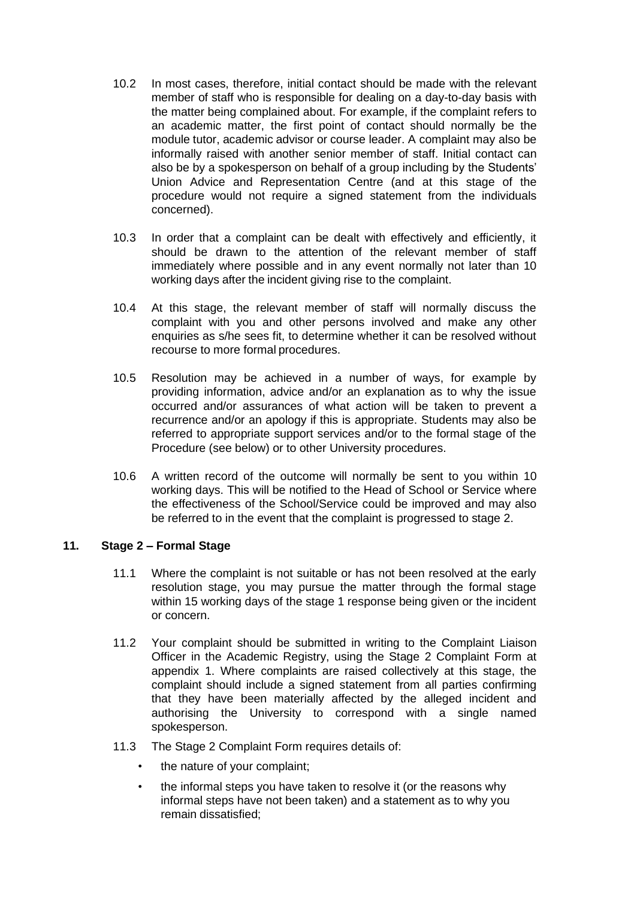10.2 In most cases, therefore, initial contact should be made with the relevant member of staff who is responsible for dealing on a day-to-day basis with the matter being complained about. For example, if the complaint refers to an academic matter, the first point of contact should normally be the module tutor, academic advisor or course leader. A complaint may also be informally raised with another senior member of staff. Initial contact can also be by a spokesperson on behalf of a group including by the Students' Union Advice and Representation Centre (and at this stage of the procedure would not require a signed statement from the individuals concerned).

10.3 In order that a complaint can be dealt with effectively and efficiently, it should be drawn to the attention of the relevant member of staff immediately where possible and in any event normally not later than 10 working days after the incident giving rise to the complaint.

10.4 At this stage, the relevant member of staff will normally discuss the complaint with you and other persons involved and make any other enquiries as s/he sees fit, to determine whether it can be resolved without recourse to more formal procedures.

10.5 Resolution may be achieved in a number of ways, for example by providing information, advice and/or an explanation as to why the issue occurred and/or assurances of what action will be taken to prevent a recurrence and/or an apology if this is appropriate. Students may also be referred to appropriate support services and/or to the formal stage of the Procedure (see below) or to other University procedures.

10.6 A written record of the outcome will normally be sent to you within 10 working days. This will be notified to the Head of School or Service where the effectiveness of the School/Service could be improved and may also be referred to in the event that the complaint is progressed to stage 2.

## 11. Stage 2 – Formal Stage

11.1 Where the complaint is not suitable or has not been resolved at the early resolution stage, you may pursue the matter through the formal stage within 15 working days of the stage 1 response being given or the incident or concern.

11.2 Your complaint should be submitted in writing to the Complaint Liaison Officer in the Academic Registry, using the Stage 2 Complaint Form at appendix 1. Where complaints are raised collectively at this stage, the complaint should include a signed statement from all parties confirming that they have been materially affected by the alleged incident and authorising the University to correspond with a single named spokesperson.

11.3 The Stage 2 Complaint Form requires details of:

- the nature of your complaint;
- the informal steps you have taken to resolve it (or the reasons why informal steps have not been taken) and a statement as to why you remain dissatisfied;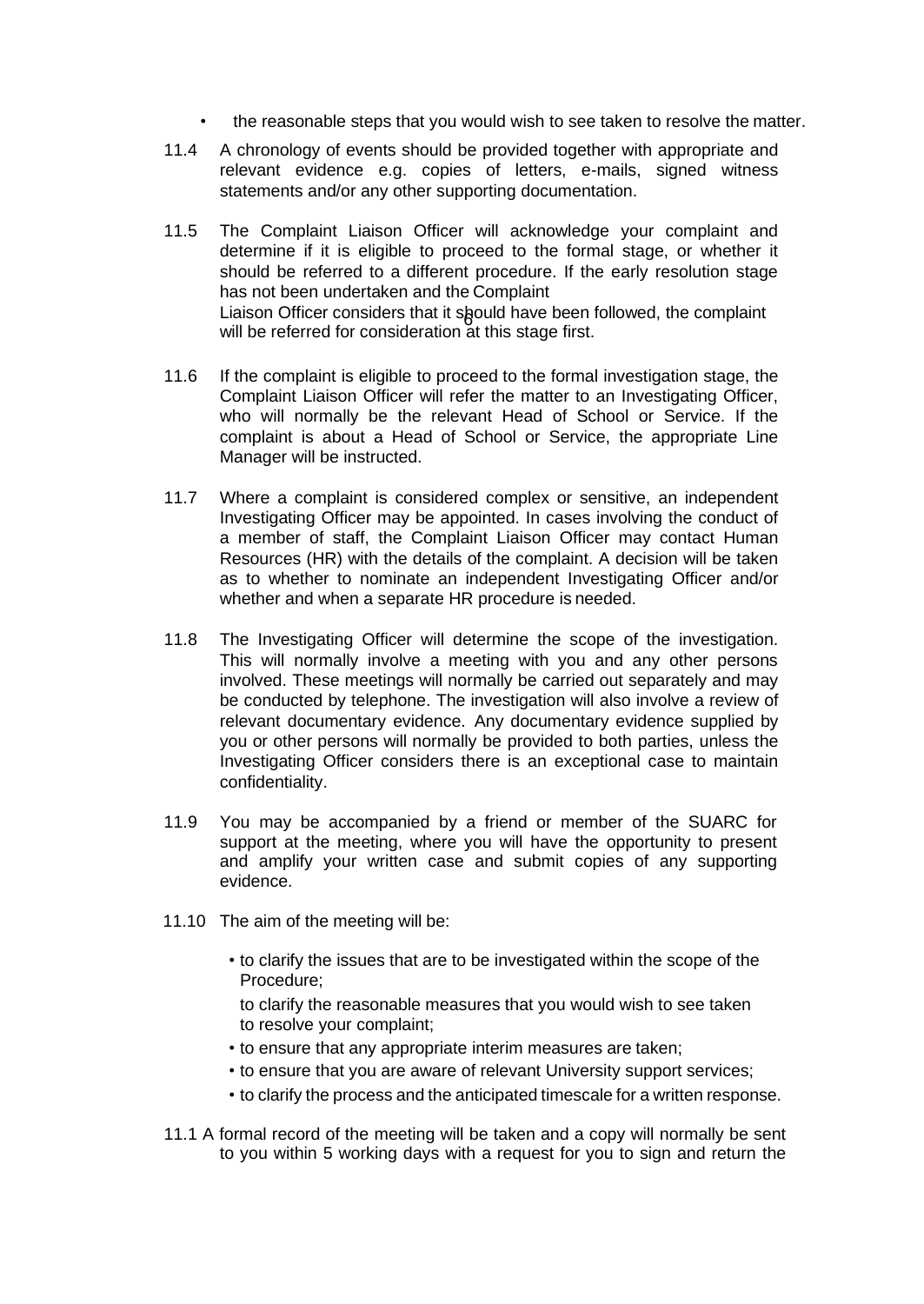- the reasonable steps that you would wish to see taken to resolve the matter.

11.4 A chronology of events should be provided together with appropriate and relevant evidence e.g. copies of letters, e-mails, signed witness statements and/or any other supporting documentation.

11.5 The Complaint Liaison Officer will acknowledge your complaint and determine if it is eligible to proceed to the formal stage, or whether it should be referred to a different procedure. If the early resolution stage has not been undertaken and the Complaint Liaison Officer considers that it should have been followed, the complaint will be referred for consideration at this stage first.

11.6 If the complaint is eligible to proceed to the formal investigation stage, the Complaint Liaison Officer will refer the matter to an Investigating Officer, who will normally be the relevant Head of School or Service. If the complaint is about a Head of School or Service, the appropriate Line Manager will be instructed.

11.7 Where a complaint is considered complex or sensitive, an independent Investigating Officer may be appointed. In cases involving the conduct of a member of staff, the Complaint Liaison Officer may contact Human Resources (HR) with the details of the complaint. A decision will be taken as to whether to nominate an independent Investigating Officer and/or whether and when a separate HR procedure is needed.

11.8 The Investigating Officer will determine the scope of the investigation. This will normally involve a meeting with you and any other persons involved. These meetings will normally be carried out separately and may be conducted by telephone. The investigation will also involve a review of relevant documentary evidence. Any documentary evidence supplied by you or other persons will normally be provided to both parties, unless the Investigating Officer considers there is an exceptional case to maintain confidentiality.

11.9 You may be accompanied by a friend or member of the SUARC for support at the meeting, where you will have the opportunity to present and amplify your written case and submit copies of any supporting evidence.

11.10 The aim of the meeting will be:

- to clarify the issues that are to be investigated within the scope of the Procedure;
- to clarify the reasonable measures that you would wish to see taken to resolve your complaint;
- to ensure that any appropriate interim measures are taken;
- to ensure that you are aware of relevant University support services;
- to clarify the process and the anticipated timescale for a written response.

11.1 A formal record of the meeting will be taken and a copy will normally be sent to you within 5 working days with a request for you to sign and return the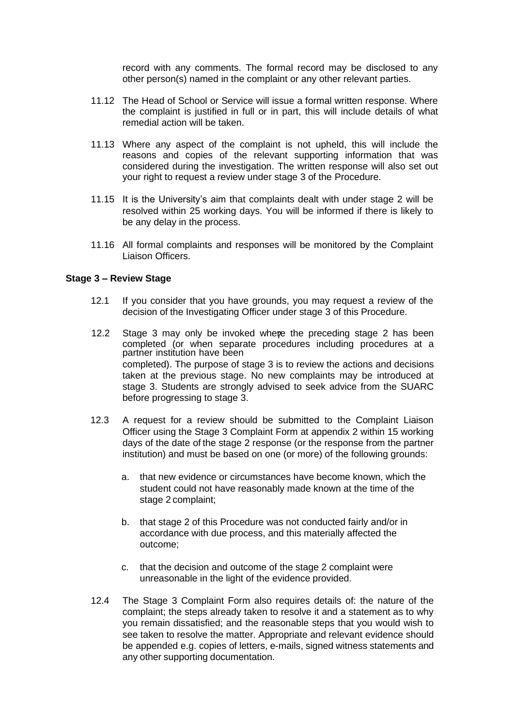record with any comments. The formal record may be disclosed to any other person(s) named in the complaint or any other relevant parties.

11.12 The Head of School or Service will issue a formal written response. Where the complaint is justified in full or in part, this will include details of what remedial action will be taken.

11.13 Where any aspect of the complaint is not upheld, this will include the reasons and copies of the relevant supporting information that was considered during the investigation. The written response will also set out your right to request a review under stage 3 of the Procedure.

11.15 It is the University's aim that complaints dealt with under stage 2 will be resolved within 25 working days. You will be informed if there is likely to be any delay in the process.

11.16 All formal complaints and responses will be monitored by the Complaint Liaison Officers.

### Stage 3 – Review Stage

12.1 If you consider that you have grounds, you may request a review of the decision of the Investigating Officer under stage 3 of this Procedure.

12.2 Stage 3 may only be invoked where the preceding stage 2 has been completed (or when separate procedures including procedures at a partner institution have been completed). The purpose of stage 3 is to review the actions and decisions taken at the previous stage. No new complaints may be introduced at stage 3. Students are strongly advised to seek advice from the SUARC before progressing to stage 3.

12.3 A request for a review should be submitted to the Complaint Liaison Officer using the Stage 3 Complaint Form at appendix 2 within 15 working days of the date of the stage 2 response (or the response from the partner institution) and must be based on one (or more) of the following grounds:

a. that new evidence or circumstances have become known, which the student could not have reasonably made known at the time of the stage 2 complaint;

b. that stage 2 of this Procedure was not conducted fairly and/or in accordance with due process, and this materially affected the outcome;

c. that the decision and outcome of the stage 2 complaint were unreasonable in the light of the evidence provided.

12.4 The Stage 3 Complaint Form also requires details of: the nature of the complaint; the steps already taken to resolve it and a statement as to why you remain dissatisfied; and the reasonable steps that you would wish to see taken to resolve the matter. Appropriate and relevant evidence should be appended e.g. copies of letters, e-mails, signed witness statements and any other supporting documentation.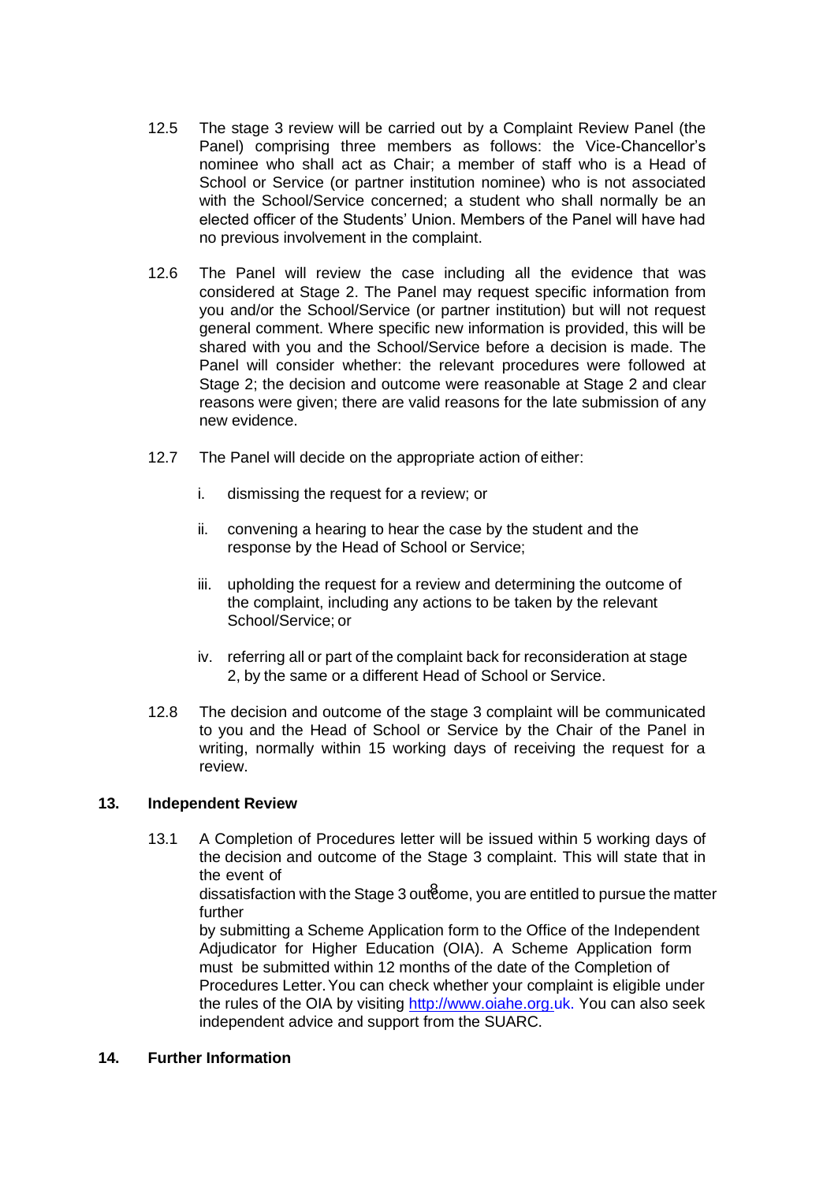12.5 The stage 3 review will be carried out by a Complaint Review Panel (the Panel) comprising three members as follows: the Vice-Chancellor's nominee who shall act as Chair; a member of staff who is a Head of School or Service (or partner institution nominee) who is not associated with the School/Service concerned; a student who shall normally be an elected officer of the Students' Union. Members of the Panel will have had no previous involvement in the complaint.

12.6 The Panel will review the case including all the evidence that was considered at Stage 2. The Panel may request specific information from you and/or the School/Service (or partner institution) but will not request general comment. Where specific new information is provided, this will be shared with you and the School/Service before a decision is made. The Panel will consider whether: the relevant procedures were followed at Stage 2; the decision and outcome were reasonable at Stage 2 and clear reasons were given; there are valid reasons for the late submission of any new evidence.

12.7 The Panel will decide on the appropriate action of either:

i. dismissing the request for a review; or

ii. convening a hearing to hear the case by the student and the response by the Head of School or Service;

iii. upholding the request for a review and determining the outcome of the complaint, including any actions to be taken by the relevant School/Service; or

iv. referring all or part of the complaint back for reconsideration at stage 2, by the same or a different Head of School or Service.

12.8 The decision and outcome of the stage 3 complaint will be communicated to you and the Head of School or Service by the Chair of the Panel in writing, normally within 15 working days of receiving the request for a review.

## 13. Independent Review

13.1 A Completion of Procedures letter will be issued within 5 working days of the decision and outcome of the Stage 3 complaint. This will state that in the event of dissatisfaction with the Stage 3 outcome, you are entitled to pursue the matter further by submitting a Scheme Application form to the Office of the Independent Adjudicator for Higher Education (OIA). A Scheme Application form must be submitted within 12 months of the date of the Completion of Procedures Letter. You can check whether your complaint is eligible under the rules of the OIA by visiting http://www.oiahe.org.uk. You can also seek independent advice and support from the SUARC.

## 14. Further Information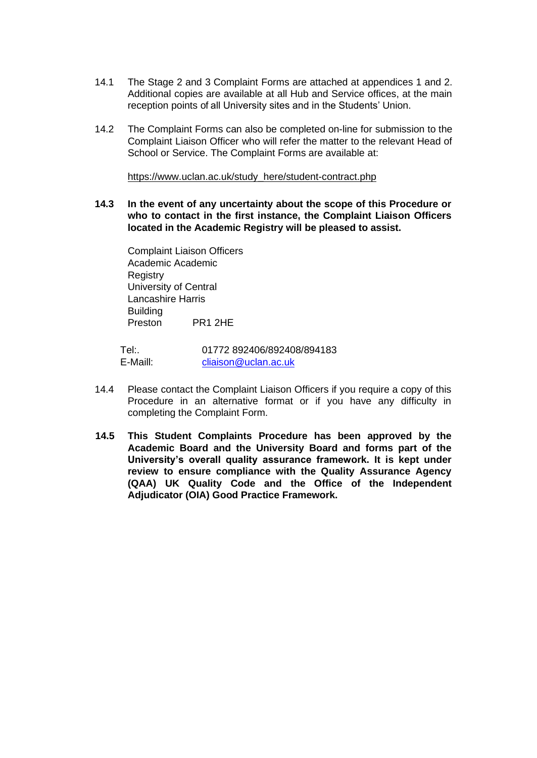14.1 The Stage 2 and 3 Complaint Forms are attached at appendices 1 and 2. Additional copies are available at all Hub and Service offices, at the main reception points of all University sites and in the Students' Union.

14.2 The Complaint Forms can also be completed on-line for submission to the Complaint Liaison Officer who will refer the matter to the relevant Head of School or Service. The Complaint Forms are available at:

https://www.uclan.ac.uk/study_here/student-contract.php

**14.3 In the event of any uncertainty about the scope of this Procedure or who to contact in the first instance, the Complaint Liaison Officers located in the Academic Registry will be pleased to assist.**

Complaint Liaison Officers
Academic Academic
Registry
University of Central
Lancashire Harris
Building
Preston PR1 2HE

Tel:. 01772 892406/892408/894183
E-Maill: cliaison@uclan.ac.uk

14.4 Please contact the Complaint Liaison Officers if you require a copy of this Procedure in an alternative format or if you have any difficulty in completing the Complaint Form.

**14.5 This Student Complaints Procedure has been approved by the Academic Board and the University Board and forms part of the University's overall quality assurance framework. It is kept under review to ensure compliance with the Quality Assurance Agency (QAA) UK Quality Code and the Office of the Independent Adjudicator (OIA) Good Practice Framework.**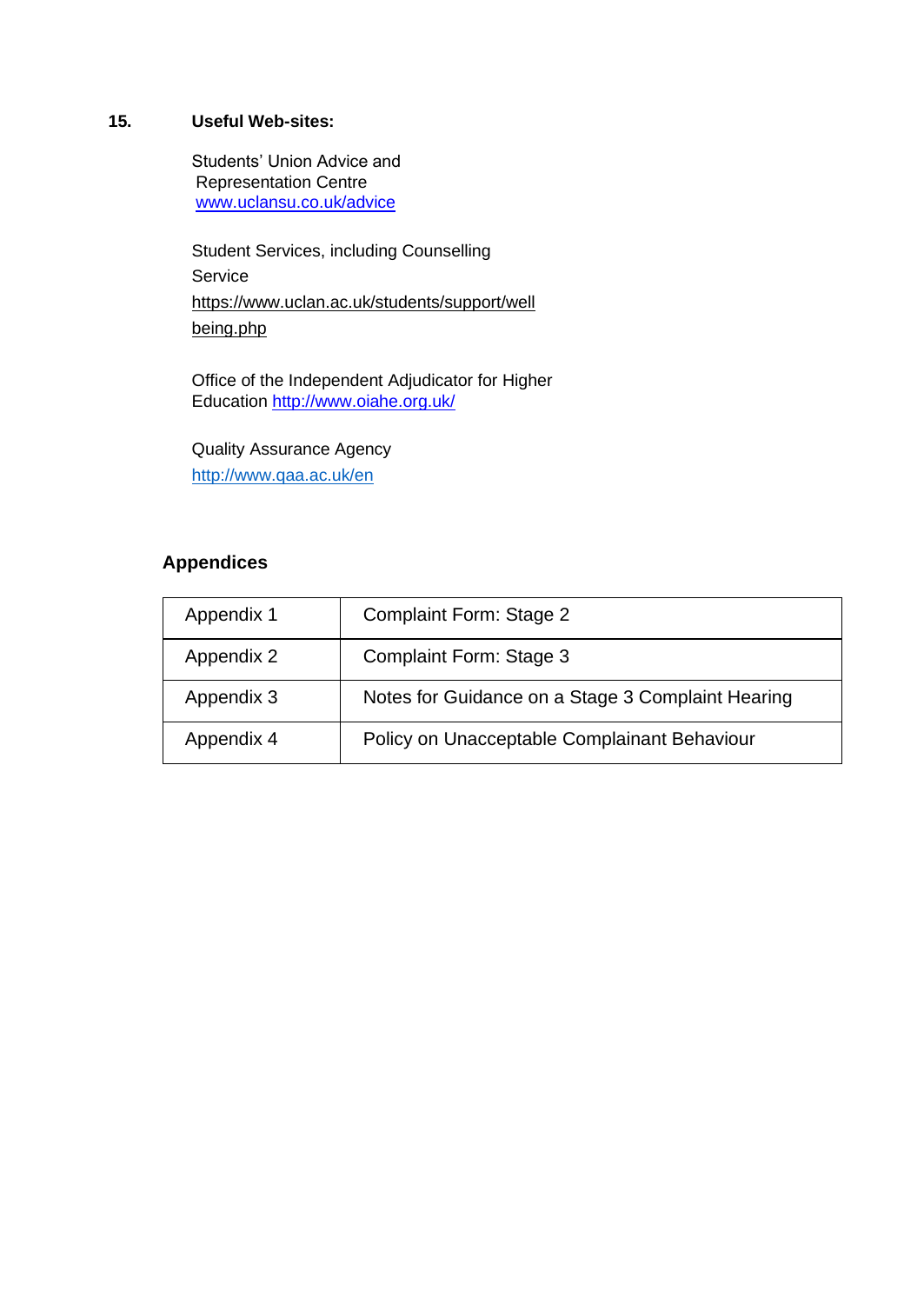## 15. Useful Web-sites:

Students' Union Advice and Representation Centre
www.uclansu.co.uk/advice

Student Services, including Counselling Service
https://www.uclan.ac.uk/students/support/wellbeing.php

Office of the Independent Adjudicator for Higher Education http://www.oiahe.org.uk/

Quality Assurance Agency
http://www.qaa.ac.uk/en

## Appendices

| | |
|---|---|
| Appendix 1 | Complaint Form: Stage 2 |
| Appendix 2 | Complaint Form: Stage 3 |
| Appendix 3 | Notes for Guidance on a Stage 3 Complaint Hearing |
| Appendix 4 | Policy on Unacceptable Complainant Behaviour |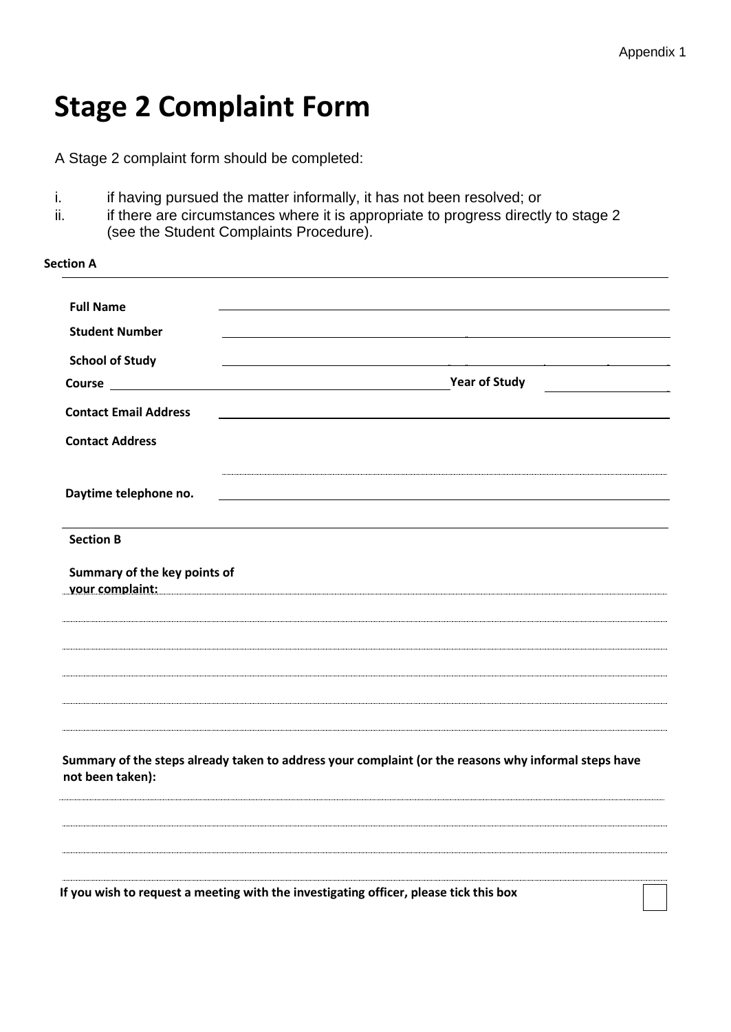Appendix 1

# Stage 2 Complaint Form

A Stage 2 complaint form should be completed:

i. if having pursued the matter informally, it has not been resolved; or
ii. if there are circumstances where it is appropriate to progress directly to stage 2 (see the Student Complaints Procedure).

**Section A**

**Full Name** \_\_\_\_\_\_\_\_\_\_\_\_\_\_\_\_\_\_\_\_\_\_\_\_\_\_\_\_\_\_\_\_\_\_\_\_\_\_\_\_

**Student Number** \_\_\_\_\_\_\_\_\_\_\_\_\_\_\_\_\_\_\_\_\_\_\_\_\_\_\_\_\_\_\_\_\_\_\_\_\_\_\_\_

**School of Study** \_\_\_\_\_\_\_\_\_\_\_\_\_\_\_\_\_\_\_\_\_\_\_\_\_\_\_\_\_\_\_\_\_\_\_\_\_\_\_\_

**Course** \_\_\_\_\_\_\_\_\_\_\_\_\_\_\_\_\_\_\_\_\_\_\_\_\_\_\_\_\_\_ **Year of Study** \_\_\_\_\_\_\_\_\_\_

**Contact Email Address** \_\_\_\_\_\_\_\_\_\_\_\_\_\_\_\_\_\_\_\_\_\_\_\_\_\_\_\_\_\_\_\_\_\_\_\_\_\_\_\_

**Contact Address** \_\_\_\_\_\_\_\_\_\_\_\_\_\_\_\_\_\_\_\_\_\_\_\_\_\_\_\_\_\_\_\_\_\_\_\_\_\_\_\_

\_\_\_\_\_\_\_\_\_\_\_\_\_\_\_\_\_\_\_\_\_\_\_\_\_\_\_\_\_\_\_\_\_\_\_\_\_\_\_\_

**Daytime telephone no.** \_\_\_\_\_\_\_\_\_\_\_\_\_\_\_\_\_\_\_\_\_\_\_\_\_\_\_\_\_\_\_\_\_\_\_\_\_\_\_\_

**Section B**

**Summary of the key points of your complaint:**

\_\_\_\_\_\_\_\_\_\_\_\_\_\_\_\_\_\_\_\_\_\_\_\_\_\_\_\_\_\_\_\_\_\_\_\_\_\_\_\_\_\_\_\_\_\_\_\_\_\_\_\_\_\_\_\_\_\_\_\_

\_\_\_\_\_\_\_\_\_\_\_\_\_\_\_\_\_\_\_\_\_\_\_\_\_\_\_\_\_\_\_\_\_\_\_\_\_\_\_\_\_\_\_\_\_\_\_\_\_\_\_\_\_\_\_\_\_\_\_\_

\_\_\_\_\_\_\_\_\_\_\_\_\_\_\_\_\_\_\_\_\_\_\_\_\_\_\_\_\_\_\_\_\_\_\_\_\_\_\_\_\_\_\_\_\_\_\_\_\_\_\_\_\_\_\_\_\_\_\_\_

\_\_\_\_\_\_\_\_\_\_\_\_\_\_\_\_\_\_\_\_\_\_\_\_\_\_\_\_\_\_\_\_\_\_\_\_\_\_\_\_\_\_\_\_\_\_\_\_\_\_\_\_\_\_\_\_\_\_\_\_

\_\_\_\_\_\_\_\_\_\_\_\_\_\_\_\_\_\_\_\_\_\_\_\_\_\_\_\_\_\_\_\_\_\_\_\_\_\_\_\_\_\_\_\_\_\_\_\_\_\_\_\_\_\_\_\_\_\_\_\_

**Summary of the steps already taken to address your complaint (or the reasons why informal steps have not been taken):**

\_\_\_\_\_\_\_\_\_\_\_\_\_\_\_\_\_\_\_\_\_\_\_\_\_\_\_\_\_\_\_\_\_\_\_\_\_\_\_\_\_\_\_\_\_\_\_\_\_\_\_\_\_\_\_\_\_\_\_\_

\_\_\_\_\_\_\_\_\_\_\_\_\_\_\_\_\_\_\_\_\_\_\_\_\_\_\_\_\_\_\_\_\_\_\_\_\_\_\_\_\_\_\_\_\_\_\_\_\_\_\_\_\_\_\_\_\_\_\_\_

\_\_\_\_\_\_\_\_\_\_\_\_\_\_\_\_\_\_\_\_\_\_\_\_\_\_\_\_\_\_\_\_\_\_\_\_\_\_\_\_\_\_\_\_\_\_\_\_\_\_\_\_\_\_\_\_\_\_\_\_

\_\_\_\_\_\_\_\_\_\_\_\_\_\_\_\_\_\_\_\_\_\_\_\_\_\_\_\_\_\_\_\_\_\_\_\_\_\_\_\_\_\_\_\_\_\_\_\_\_\_\_\_\_\_\_\_\_\_\_\_

**If you wish to request a meeting with the investigating officer, please tick this box** ☐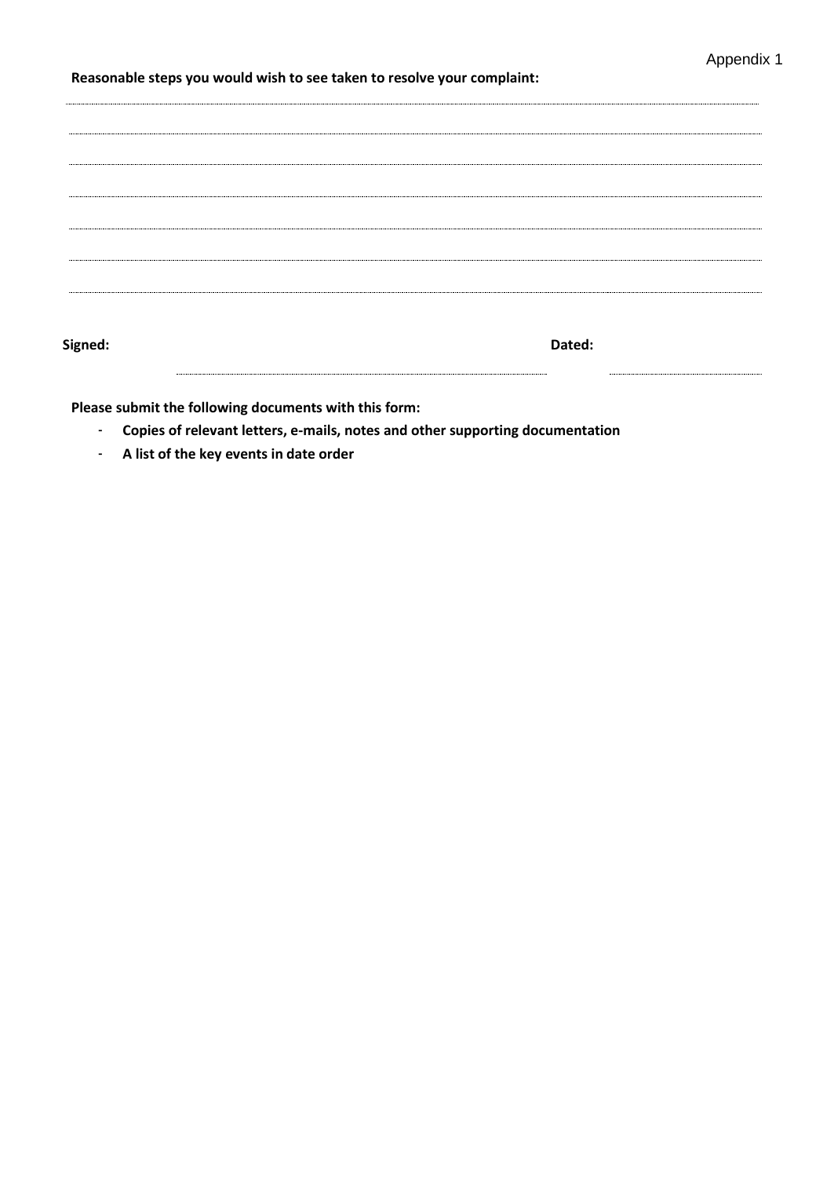Appendix 1

**Reasonable steps you would wish to see taken to resolve your complaint:**

..............................................................................................................................................................................................

..............................................................................................................................................................................................

..............................................................................................................................................................................................

..............................................................................................................................................................................................

..............................................................................................................................................................................................

..............................................................................................................................................................................................

..............................................................................................................................................................................................

**Signed:** .................................................................................................... **Dated:** ........................................

**Please submit the following documents with this form:**

- **Copies of relevant letters, e-mails, notes and other supporting documentation**
- **A list of the key events in date order**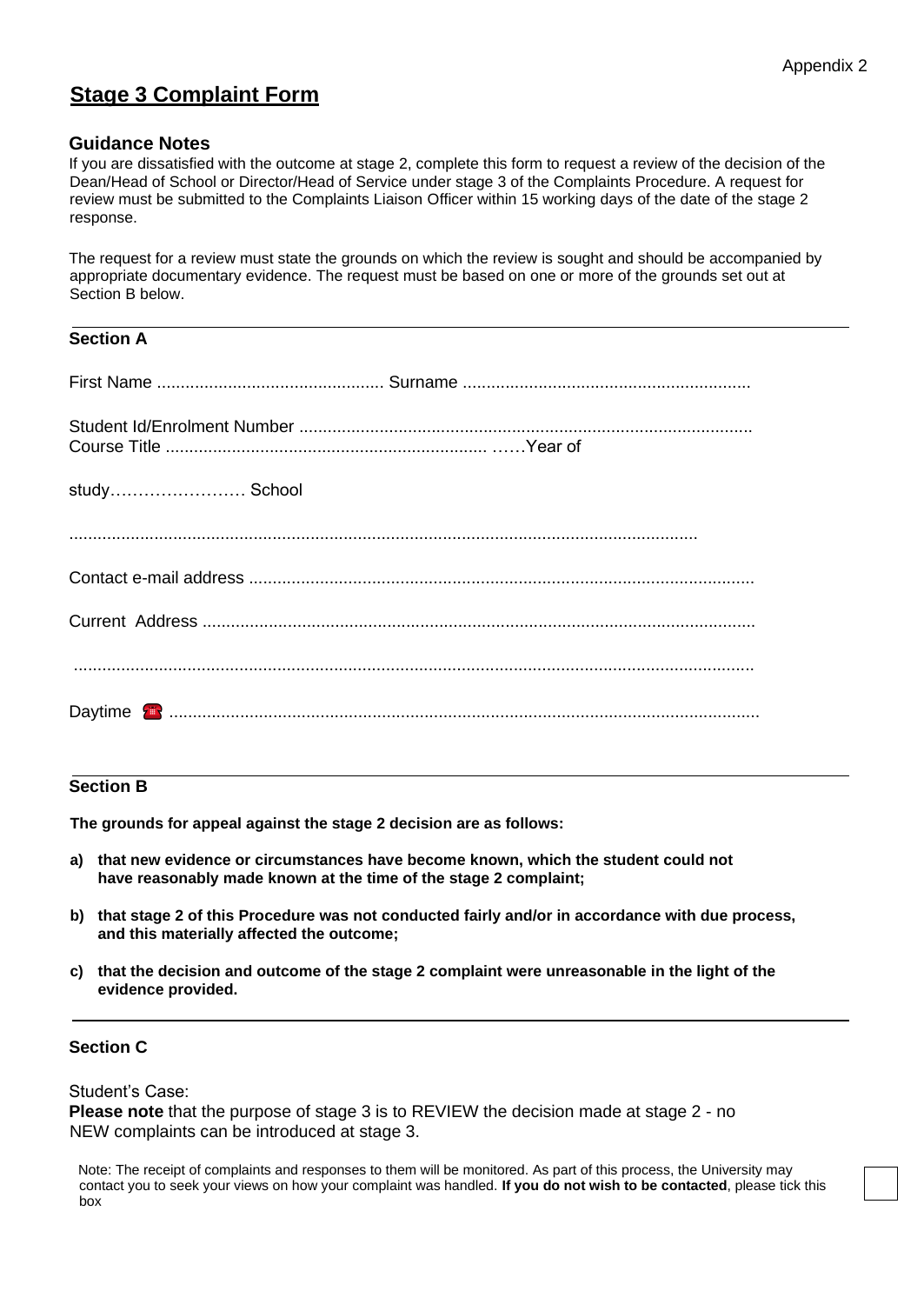Appendix 2

# Stage 3 Complaint Form

## Guidance Notes

If you are dissatisfied with the outcome at stage 2, complete this form to request a review of the decision of the Dean/Head of School or Director/Head of Service under stage 3 of the Complaints Procedure. A request for review must be submitted to the Complaints Liaison Officer within 15 working days of the date of the stage 2 response.

The request for a review must state the grounds on which the review is sought and should be accompanied by appropriate documentary evidence. The request must be based on one or more of the grounds set out at Section B below.

---

### Section A

First Name ................................................ Surname .............................................................

Student Id/Enrolment Number ...............................................................................................
Course Title .................................................................... ……Year of

study…………………… School

...................................................................................................................................

Contact e-mail address ..........................................................................................................

Current Address ....................................................................................................................

...............................................................................................................................................

Daytime ☎ ............................................................................................................................

---

### Section B

**The grounds for appeal against the stage 2 decision are as follows:**

**a) that new evidence or circumstances have become known, which the student could not have reasonably made known at the time of the stage 2 complaint;**

**b) that stage 2 of this Procedure was not conducted fairly and/or in accordance with due process, and this materially affected the outcome;**

**c) that the decision and outcome of the stage 2 complaint were unreasonable in the light of the evidence provided.**

---

### Section C

Student's Case:
**Please note** that the purpose of stage 3 is to REVIEW the decision made at stage 2 - no NEW complaints can be introduced at stage 3.

Note: The receipt of complaints and responses to them will be monitored. As part of this process, the University may contact you to seek your views on how your complaint was handled. **If you do not wish to be contacted**, please tick this box ☐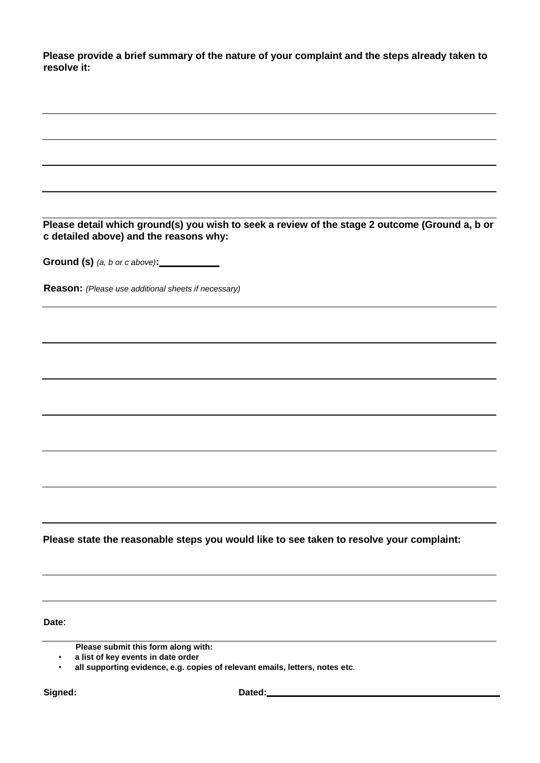**Please provide a brief summary of the nature of your complaint and the steps already taken to resolve it:**

**Please detail which ground(s) you wish to seek a review of the stage 2 outcome (Ground a, b or c detailed above) and the reasons why:**

**Ground (s)** *(a, b or c above)***:** ___________

**Reason:** *(Please use additional sheets if necessary)*

**Please state the reasonable steps you would like to see taken to resolve your complaint:**

**Date**:

**Please submit this form along with:**

- **a list of key events in date order**
- **all supporting evidence, e.g. copies of relevant emails, letters, notes etc**.

**Signed:** **Dated:** ___________________________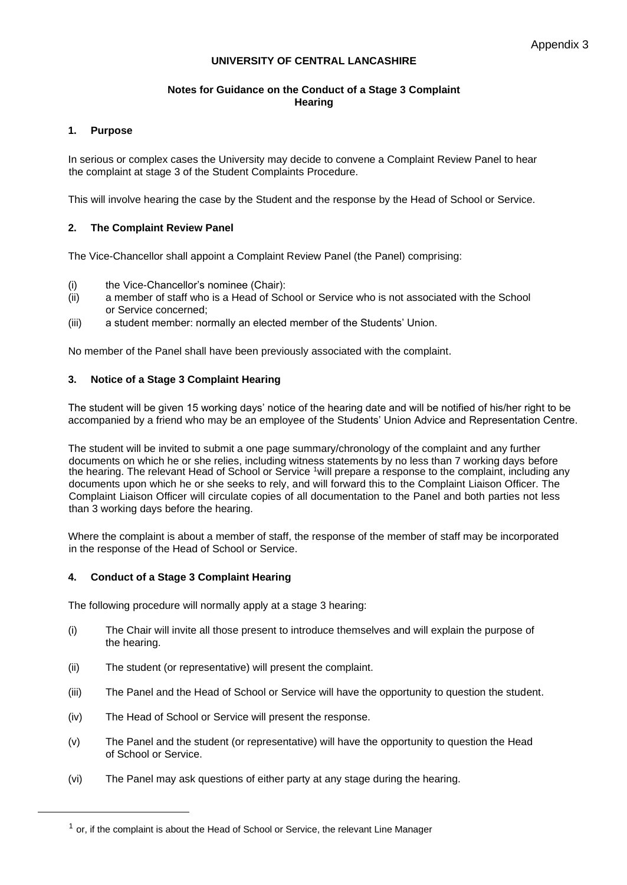Appendix 3

**UNIVERSITY OF CENTRAL LANCASHIRE**

**Notes for Guidance on the Conduct of a Stage 3 Complaint Hearing**

## 1. Purpose

In serious or complex cases the University may decide to convene a Complaint Review Panel to hear the complaint at stage 3 of the Student Complaints Procedure.

This will involve hearing the case by the Student and the response by the Head of School or Service.

## 2. The Complaint Review Panel

The Vice-Chancellor shall appoint a Complaint Review Panel (the Panel) comprising:

(i) the Vice-Chancellor's nominee (Chair):

(ii) a member of staff who is a Head of School or Service who is not associated with the School or Service concerned;

(iii) a student member: normally an elected member of the Students' Union.

No member of the Panel shall have been previously associated with the complaint.

## 3. Notice of a Stage 3 Complaint Hearing

The student will be given 15 working days' notice of the hearing date and will be notified of his/her right to be accompanied by a friend who may be an employee of the Students' Union Advice and Representation Centre.

The student will be invited to submit a one page summary/chronology of the complaint and any further documents on which he or she relies, including witness statements by no less than 7 working days before the hearing. The relevant Head of School or Service [1] will prepare a response to the complaint, including any documents upon which he or she seeks to rely, and will forward this to the Complaint Liaison Officer. The Complaint Liaison Officer will circulate copies of all documentation to the Panel and both parties not less than 3 working days before the hearing.

Where the complaint is about a member of staff, the response of the member of staff may be incorporated in the response of the Head of School or Service.

## 4. Conduct of a Stage 3 Complaint Hearing

The following procedure will normally apply at a stage 3 hearing:

(i) The Chair will invite all those present to introduce themselves and will explain the purpose of the hearing.

(ii) The student (or representative) will present the complaint.

(iii) The Panel and the Head of School or Service will have the opportunity to question the student.

(iv) The Head of School or Service will present the response.

(v) The Panel and the student (or representative) will have the opportunity to question the Head of School or Service.

(vi) The Panel may ask questions of either party at any stage during the hearing.

[1] or, if the complaint is about the Head of School or Service, the relevant Line Manager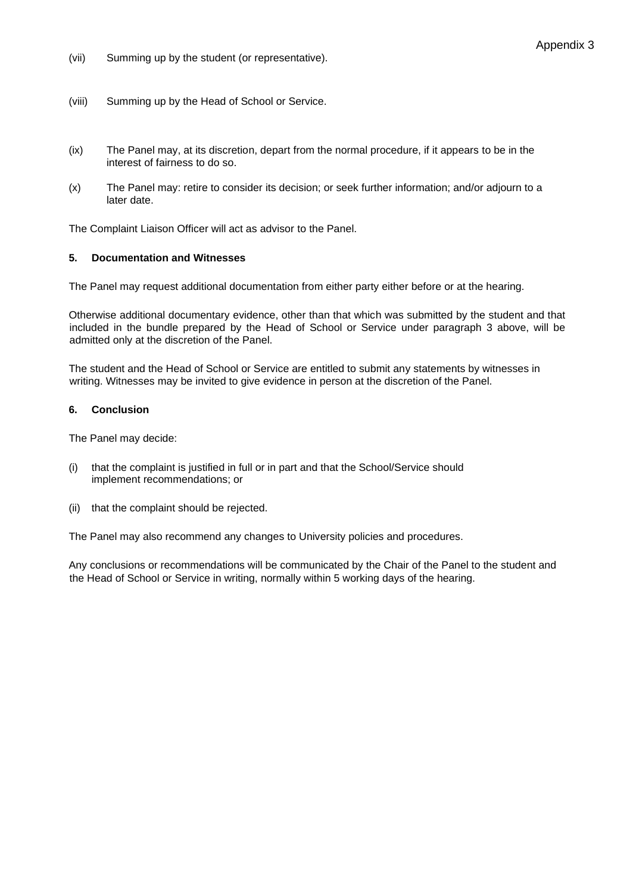(vii) Summing up by the student (or representative).

(viii) Summing up by the Head of School or Service.

(ix) The Panel may, at its discretion, depart from the normal procedure, if it appears to be in the interest of fairness to do so.

(x) The Panel may: retire to consider its decision; or seek further information; and/or adjourn to a later date.

The Complaint Liaison Officer will act as advisor to the Panel.

**5. Documentation and Witnesses**

The Panel may request additional documentation from either party either before or at the hearing.

Otherwise additional documentary evidence, other than that which was submitted by the student and that included in the bundle prepared by the Head of School or Service under paragraph 3 above, will be admitted only at the discretion of the Panel.

The student and the Head of School or Service are entitled to submit any statements by witnesses in writing. Witnesses may be invited to give evidence in person at the discretion of the Panel.

**6. Conclusion**

The Panel may decide:

(i) that the complaint is justified in full or in part and that the School/Service should implement recommendations; or

(ii) that the complaint should be rejected.

The Panel may also recommend any changes to University policies and procedures.

Any conclusions or recommendations will be communicated by the Chair of the Panel to the student and the Head of School or Service in writing, normally within 5 working days of the hearing.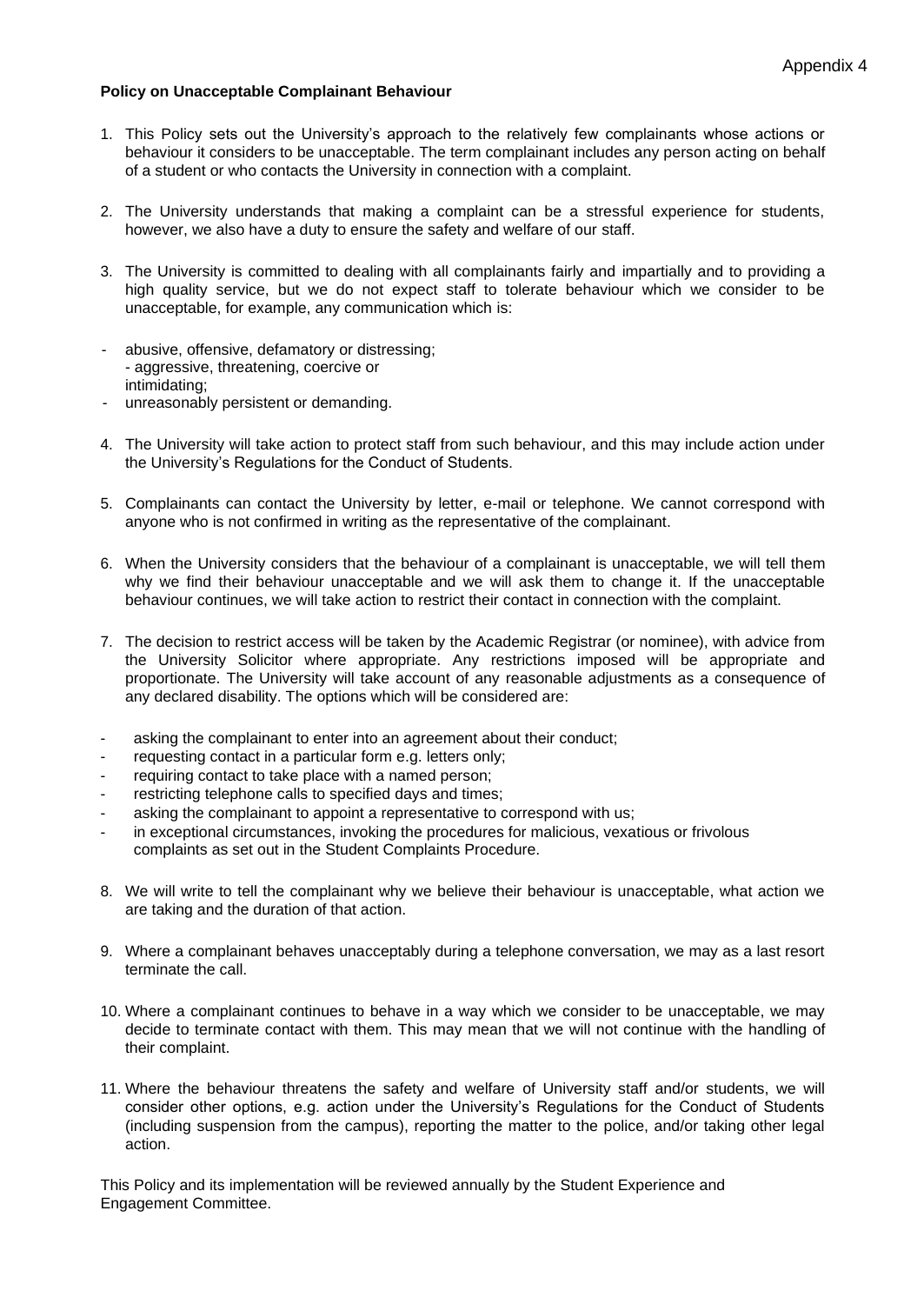Appendix 4

**Policy on Unacceptable Complainant Behaviour**

1. This Policy sets out the University's approach to the relatively few complainants whose actions or behaviour it considers to be unacceptable. The term complainant includes any person acting on behalf of a student or who contacts the University in connection with a complaint.

2. The University understands that making a complaint can be a stressful experience for students, however, we also have a duty to ensure the safety and welfare of our staff.

3. The University is committed to dealing with all complainants fairly and impartially and to providing a high quality service, but we do not expect staff to tolerate behaviour which we consider to be unacceptable, for example, any communication which is:

- abusive, offensive, defamatory or distressing;
- aggressive, threatening, coercive or intimidating;
- unreasonably persistent or demanding.

4. The University will take action to protect staff from such behaviour, and this may include action under the University's Regulations for the Conduct of Students.

5. Complainants can contact the University by letter, e-mail or telephone. We cannot correspond with anyone who is not confirmed in writing as the representative of the complainant.

6. When the University considers that the behaviour of a complainant is unacceptable, we will tell them why we find their behaviour unacceptable and we will ask them to change it. If the unacceptable behaviour continues, we will take action to restrict their contact in connection with the complaint.

7. The decision to restrict access will be taken by the Academic Registrar (or nominee), with advice from the University Solicitor where appropriate. Any restrictions imposed will be appropriate and proportionate. The University will take account of any reasonable adjustments as a consequence of any declared disability. The options which will be considered are:

- asking the complainant to enter into an agreement about their conduct;
- requesting contact in a particular form e.g. letters only;
- requiring contact to take place with a named person;
- restricting telephone calls to specified days and times;
- asking the complainant to appoint a representative to correspond with us;
- in exceptional circumstances, invoking the procedures for malicious, vexatious or frivolous complaints as set out in the Student Complaints Procedure.

8. We will write to tell the complainant why we believe their behaviour is unacceptable, what action we are taking and the duration of that action.

9. Where a complainant behaves unacceptably during a telephone conversation, we may as a last resort terminate the call.

10. Where a complainant continues to behave in a way which we consider to be unacceptable, we may decide to terminate contact with them. This may mean that we will not continue with the handling of their complaint.

11. Where the behaviour threatens the safety and welfare of University staff and/or students, we will consider other options, e.g. action under the University's Regulations for the Conduct of Students (including suspension from the campus), reporting the matter to the police, and/or taking other legal action.

This Policy and its implementation will be reviewed annually by the Student Experience and Engagement Committee.